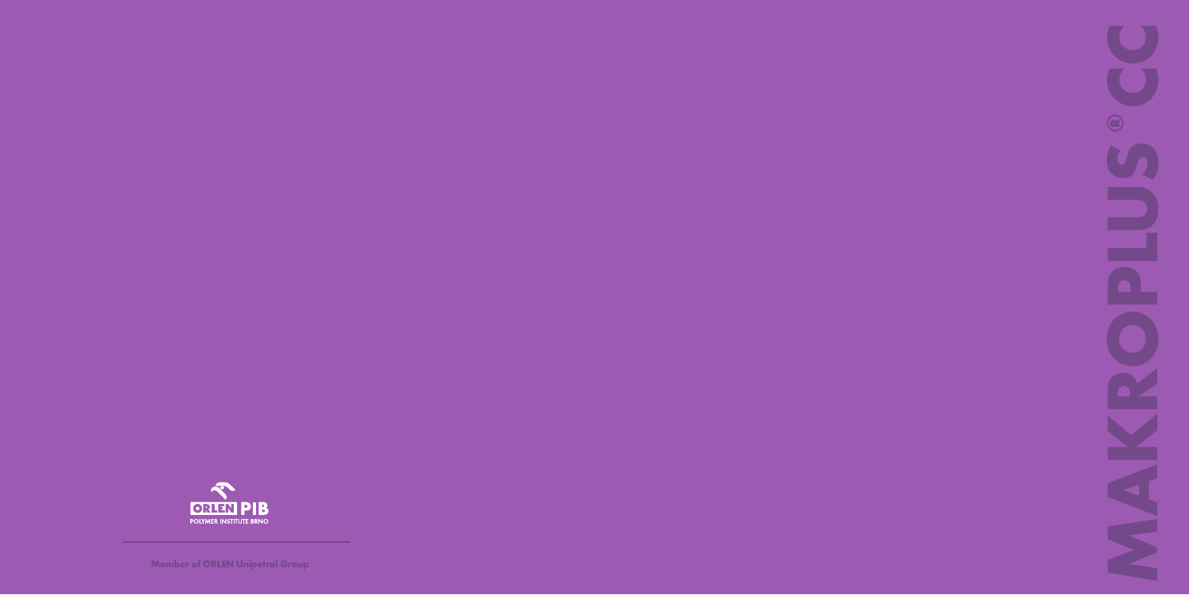# MAKROPLUS® CC

ORLEN PIB
POLYMER INSTITUTE BRNO

Member of ORLEN Unipetrol Group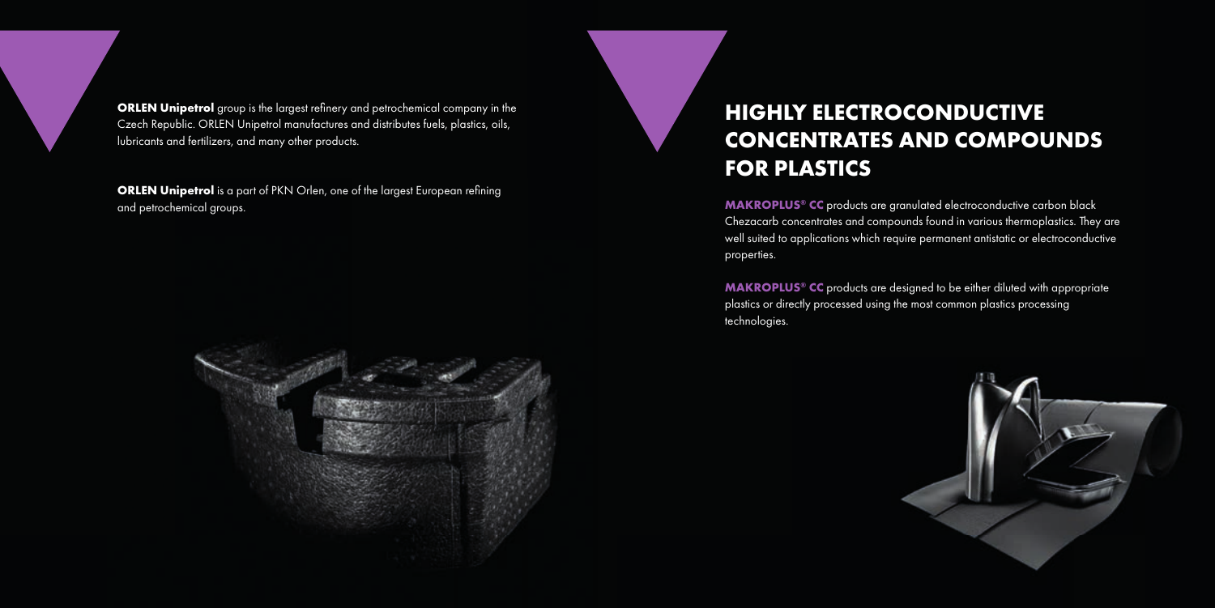**ORLEN Unipetrol** group is the largest refinery and petrochemical company in the Czech Republic. ORLEN Unipetrol manufactures and distributes fuels, plastics, oils, lubricants and fertilizers, and many other products.

**ORLEN Unipetrol** is a part of PKN Orlen, one of the largest European refining and petrochemical groups.

# HIGHLY ELECTROCONDUCTIVE CONCENTRATES AND COMPOUNDS FOR PLASTICS

**MAKROPLUS® CC** products are granulated electroconductive carbon black Chezacarb concentrates and compounds found in various thermoplastics. They are well suited to applications which require permanent antistatic or electroconductive properties.

**MAKROPLUS® CC** products are designed to be either diluted with appropriate plastics or directly processed using the most common plastics processing technologies.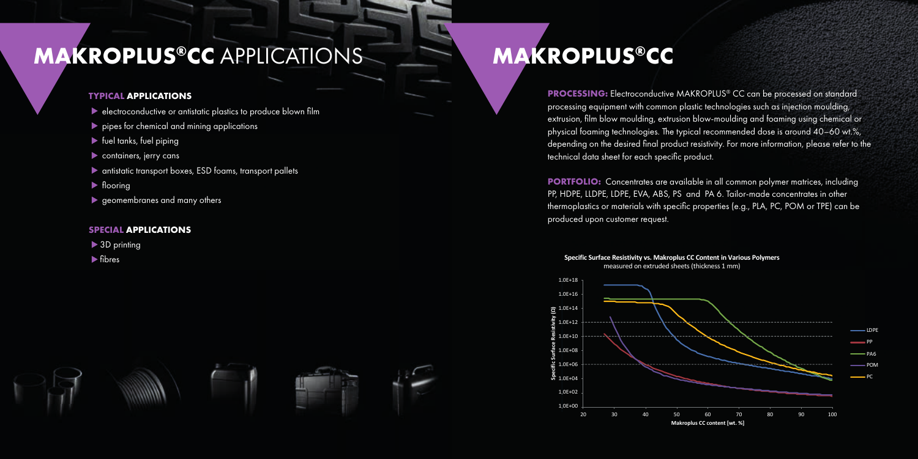# MAKROPLUS®CC APPLICATIONS

### TYPICAL APPLICATIONS

- electroconductive or antistatic plastics to produce blown film
- pipes for chemical and mining applications
- fuel tanks, fuel piping
- containers, jerry cans
- antistatic transport boxes, ESD foams, transport pallets
- flooring
- geomembranes and many others

### SPECIAL APPLICATIONS

- 3D printing
- fibres

# MAKROPLUS®CC

**PROCESSING:** Electroconductive MAKROPLUS® CC can be processed on standard processing equipment with common plastic technologies such as injection moulding, extrusion, film blow moulding, extrusion blow-moulding and foaming using chemical or physical foaming technologies. The typical recommended dose is around 40–60 wt.%, depending on the desired final product resistivity. For more information, please refer to the technical data sheet for each specific product.

**PORTFOLIO:** Concentrates are available in all common polymer matrices, including PP, HDPE, LLDPE, LDPE, EVA, ABS, PS and PA 6. Tailor-made concentrates in other thermoplastics or materials with specific properties (e.g., PLA, PC, POM or TPE) can be produced upon customer request.

**Specific Surface Resistivity vs. Makroplus CC Content in Various Polymers**
measured on extruded sheets (thickness 1 mm)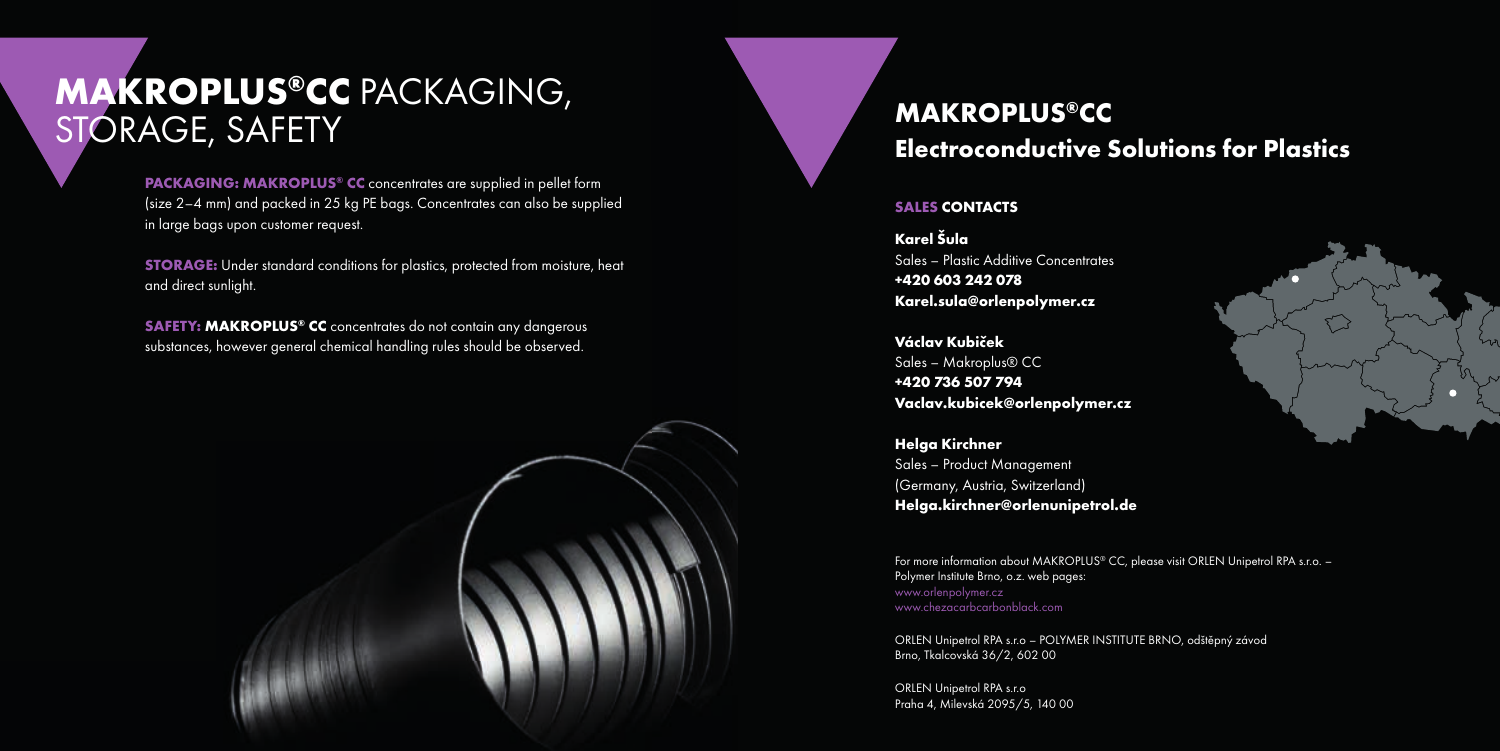# MAKROPLUS®CC PACKAGING, STORAGE, SAFETY

**PACKAGING: MAKROPLUS® CC** concentrates are supplied in pellet form (size 2–4 mm) and packed in 25 kg PE bags. Concentrates can also be supplied in large bags upon customer request.

**STORAGE:** Under standard conditions for plastics, protected from moisture, heat and direct sunlight.

**SAFETY: MAKROPLUS® CC** concentrates do not contain any dangerous substances, however general chemical handling rules should be observed.

# MAKROPLUS®CC

## Electroconductive Solutions for Plastics

### SALES CONTACTS

**Karel Šula**
Sales – Plastic Additive Concentrates
**+420 603 242 078**
**Karel.sula@orlenpolymer.cz**

**Václav Kubiček**
Sales – Makroplus® CC
**+420 736 507 794**
**Vaclav.kubicek@orlenpolymer.cz**

**Helga Kirchner**
Sales – Product Management
(Germany, Austria, Switzerland)
**Helga.kirchner@orlenunipetrol.de**

For more information about MAKROPLUS® CC, please visit ORLEN Unipetrol RPA s.r.o. – Polymer Institute Brno, o.z. web pages:
www.orlenpolymer.cz
www.chezacarbcarbonblack.com

ORLEN Unipetrol RPA s.r.o – POLYMER INSTITUTE BRNO, odštěpný závod
Brno, Tkalcovská 36/2, 602 00

ORLEN Unipetrol RPA s.r.o
Praha 4, Milevská 2095/5, 140 00